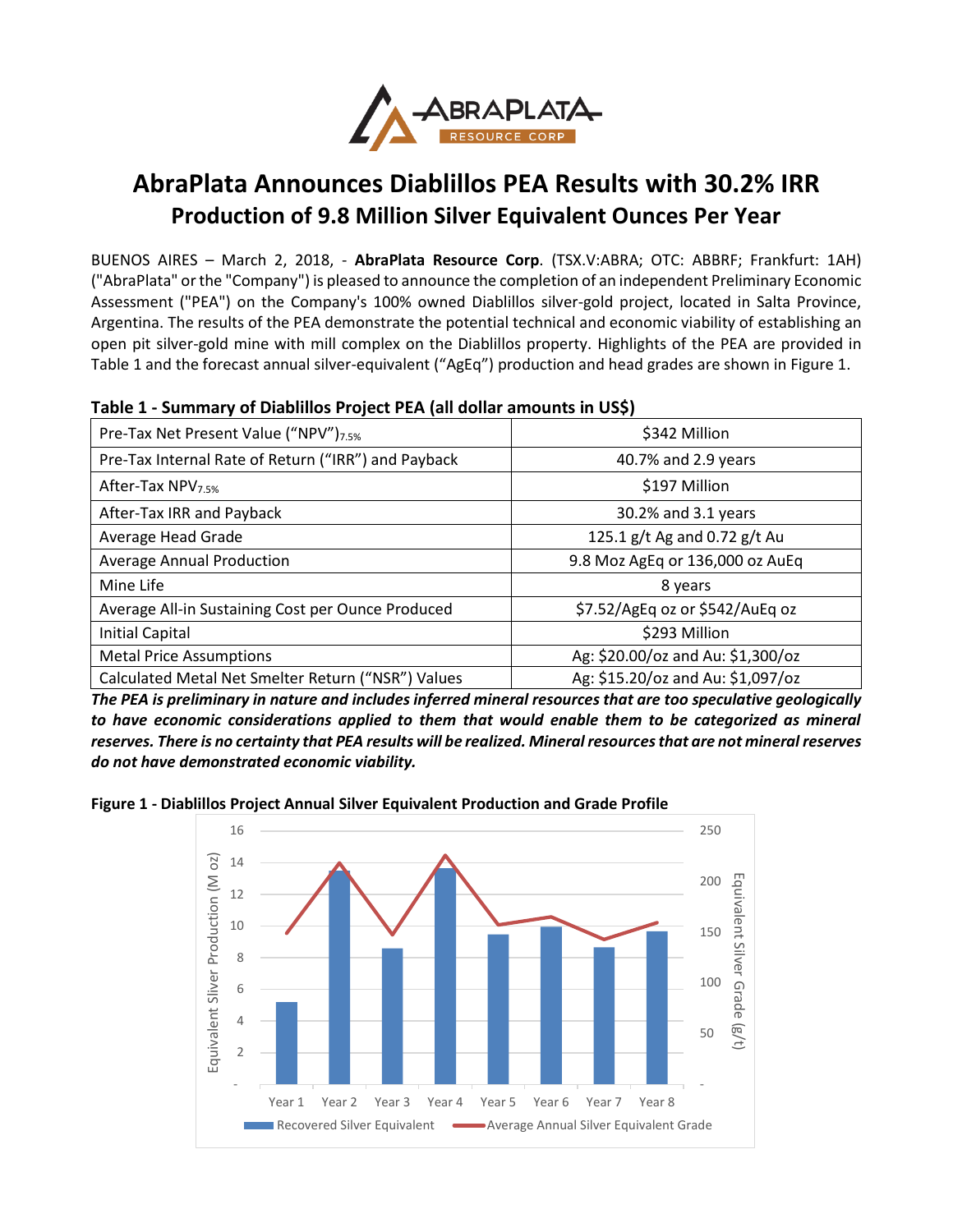# AbraPlata Announces Diablillos PEA Results with 30.2% IRR

## Production of 9.8 Million Silver Equivalent Ounces Per Year

BUENOS AIRES – March 2, 2018, - **AbraPlata Resource Corp**. (TSX.V:ABRA; OTC: ABBRF; Frankfurt: 1AH) ("AbraPlata" or the "Company") is pleased to announce the completion of an independent Preliminary Economic Assessment ("PEA") on the Company's 100% owned Diablillos silver-gold project, located in Salta Province, Argentina. The results of the PEA demonstrate the potential technical and economic viability of establishing an open pit silver-gold mine with mill complex on the Diablillos property. Highlights of the PEA are provided in Table 1 and the forecast annual silver-equivalent ("AgEq") production and head grades are shown in Figure 1.

**Table 1 - Summary of Diablillos Project PEA (all dollar amounts in US$)**

| | |
|---|---|
| Pre-Tax Net Present Value ("NPV")$_{7.5\%}$ | $342 Million |
| Pre-Tax Internal Rate of Return ("IRR") and Payback | 40.7% and 2.9 years |
| After-Tax NPV$_{7.5\%}$ | $197 Million |
| After-Tax IRR and Payback | 30.2% and 3.1 years |
| Average Head Grade | 125.1 g/t Ag and 0.72 g/t Au |
| Average Annual Production | 9.8 Moz AgEq or 136,000 oz AuEq |
| Mine Life | 8 years |
| Average All-in Sustaining Cost per Ounce Produced | $7.52/AgEq oz or $542/AuEq oz |
| Initial Capital | $293 Million |
| Metal Price Assumptions | Ag: $20.00/oz and Au: $1,300/oz |
| Calculated Metal Net Smelter Return ("NSR") Values | Ag: $15.20/oz and Au: $1,097/oz |

***The PEA is preliminary in nature and includes inferred mineral resources that are too speculative geologically to have economic considerations applied to them that would enable them to be categorized as mineral reserves. There is no certainty that PEA results will be realized. Mineral resources that are not mineral reserves do not have demonstrated economic viability.***

**Figure 1 - Diablillos Project Annual Silver Equivalent Production and Grade Profile**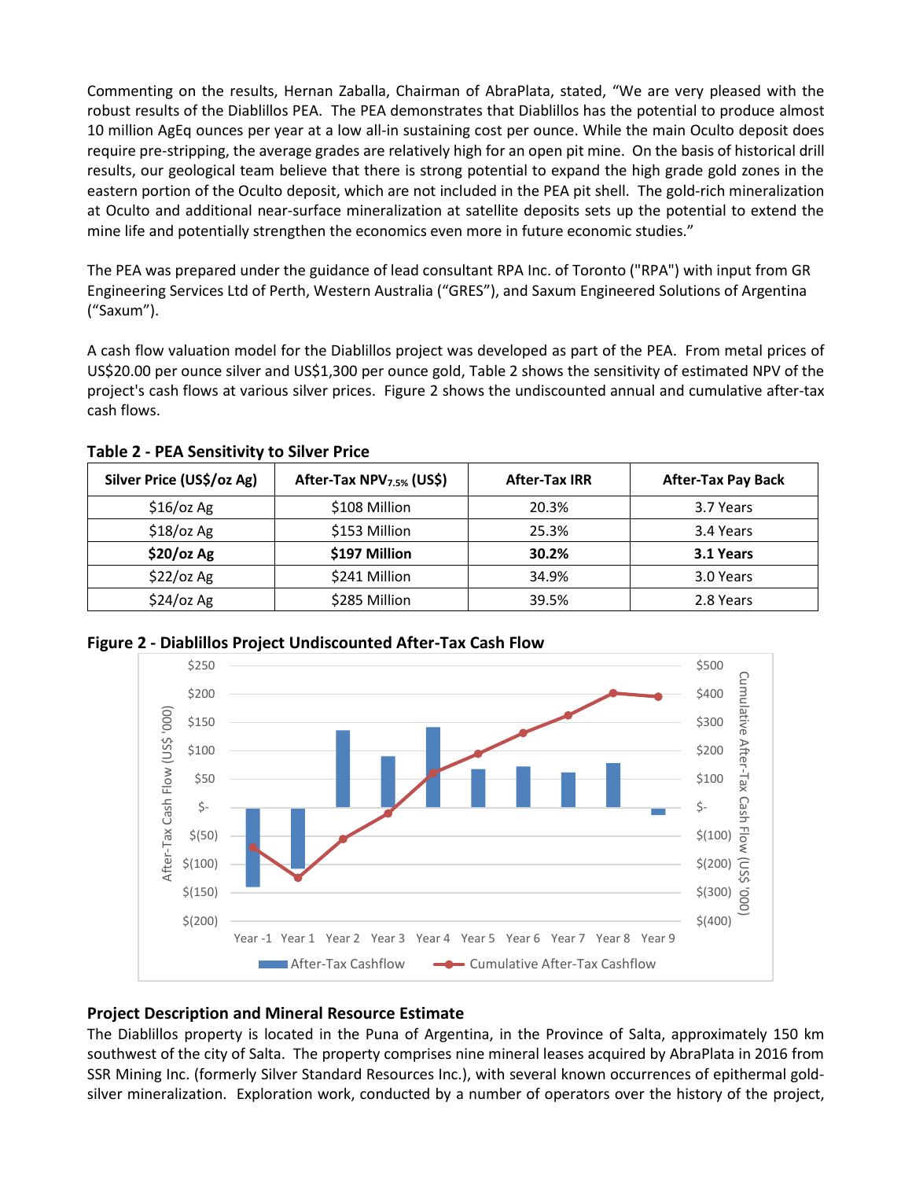Commenting on the results, Hernan Zaballa, Chairman of AbraPlata, stated, "We are very pleased with the robust results of the Diablillos PEA. The PEA demonstrates that Diablillos has the potential to produce almost 10 million AgEq ounces per year at a low all-in sustaining cost per ounce. While the main Oculto deposit does require pre-stripping, the average grades are relatively high for an open pit mine. On the basis of historical drill results, our geological team believe that there is strong potential to expand the high grade gold zones in the eastern portion of the Oculto deposit, which are not included in the PEA pit shell. The gold-rich mineralization at Oculto and additional near-surface mineralization at satellite deposits sets up the potential to extend the mine life and potentially strengthen the economics even more in future economic studies."

The PEA was prepared under the guidance of lead consultant RPA Inc. of Toronto ("RPA") with input from GR Engineering Services Ltd of Perth, Western Australia ("GRES"), and Saxum Engineered Solutions of Argentina ("Saxum").

A cash flow valuation model for the Diablillos project was developed as part of the PEA. From metal prices of US$20.00 per ounce silver and US$1,300 per ounce gold, Table 2 shows the sensitivity of estimated NPV of the project's cash flows at various silver prices. Figure 2 shows the undiscounted annual and cumulative after-tax cash flows.

**Table 2 - PEA Sensitivity to Silver Price**

| Silver Price (US$/oz Ag) | After-Tax $NPV_{7.5\%}$ (US$) | After-Tax IRR | After-Tax Pay Back |
|---|---|---|---|
| $16/oz Ag | $108 Million | 20.3% | 3.7 Years |
| $18/oz Ag | $153 Million | 25.3% | 3.4 Years |
| **$20/oz Ag** | **$197 Million** | **30.2%** | **3.1 Years** |
| $22/oz Ag | $241 Million | 34.9% | 3.0 Years |
| $24/oz Ag | $285 Million | 39.5% | 2.8 Years |

**Figure 2 - Diablillos Project Undiscounted After-Tax Cash Flow**

## Project Description and Mineral Resource Estimate

The Diablillos property is located in the Puna of Argentina, in the Province of Salta, approximately 150 km southwest of the city of Salta. The property comprises nine mineral leases acquired by AbraPlata in 2016 from SSR Mining Inc. (formerly Silver Standard Resources Inc.), with several known occurrences of epithermal gold-silver mineralization. Exploration work, conducted by a number of operators over the history of the project,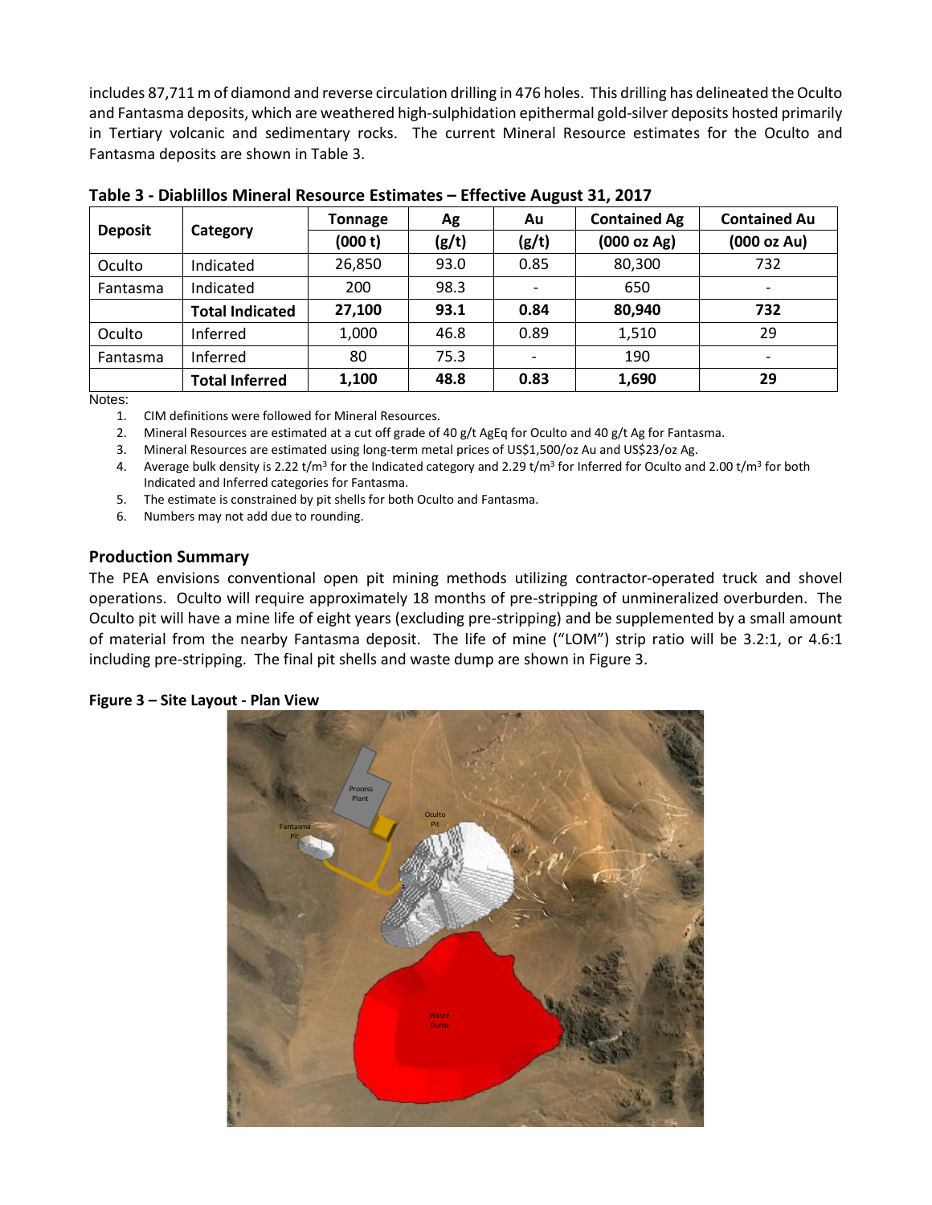includes 87,711 m of diamond and reverse circulation drilling in 476 holes. This drilling has delineated the Oculto and Fantasma deposits, which are weathered high-sulphidation epithermal gold-silver deposits hosted primarily in Tertiary volcanic and sedimentary rocks. The current Mineral Resource estimates for the Oculto and Fantasma deposits are shown in Table 3.

**Table 3 - Diablillos Mineral Resource Estimates – Effective August 31, 2017**

| Deposit | Category | Tonnage | Ag | Au | Contained Ag | Contained Au |
|---|---|---|---|---|---|---|
| | | (000 t) | (g/t) | (g/t) | (000 oz Ag) | (000 oz Au) |
| Oculto | Indicated | 26,850 | 93.0 | 0.85 | 80,300 | 732 |
| Fantasma | Indicated | 200 | 98.3 | - | 650 | - |
| | **Total Indicated** | **27,100** | **93.1** | **0.84** | **80,940** | **732** |
| Oculto | Inferred | 1,000 | 46.8 | 0.89 | 1,510 | 29 |
| Fantasma | Inferred | 80 | 75.3 | - | 190 | - |
| | **Total Inferred** | **1,100** | **48.8** | **0.83** | **1,690** | **29** |

Notes:

1. CIM definitions were followed for Mineral Resources.
2. Mineral Resources are estimated at a cut off grade of 40 g/t AgEq for Oculto and 40 g/t Ag for Fantasma.
3. Mineral Resources are estimated using long-term metal prices of US$1,500/oz Au and US$23/oz Ag.
4. Average bulk density is 2.22 t/m$^3$ for the Indicated category and 2.29 t/m$^3$ for Inferred for Oculto and 2.00 t/m$^3$ for both Indicated and Inferred categories for Fantasma.
5. The estimate is constrained by pit shells for both Oculto and Fantasma.
6. Numbers may not add due to rounding.

## Production Summary

The PEA envisions conventional open pit mining methods utilizing contractor-operated truck and shovel operations. Oculto will require approximately 18 months of pre-stripping of unmineralized overburden. The Oculto pit will have a mine life of eight years (excluding pre-stripping) and be supplemented by a small amount of material from the nearby Fantasma deposit. The life of mine ("LOM") strip ratio will be 3.2:1, or 4.6:1 including pre-stripping. The final pit shells and waste dump are shown in Figure 3.

**Figure 3 – Site Layout - Plan View**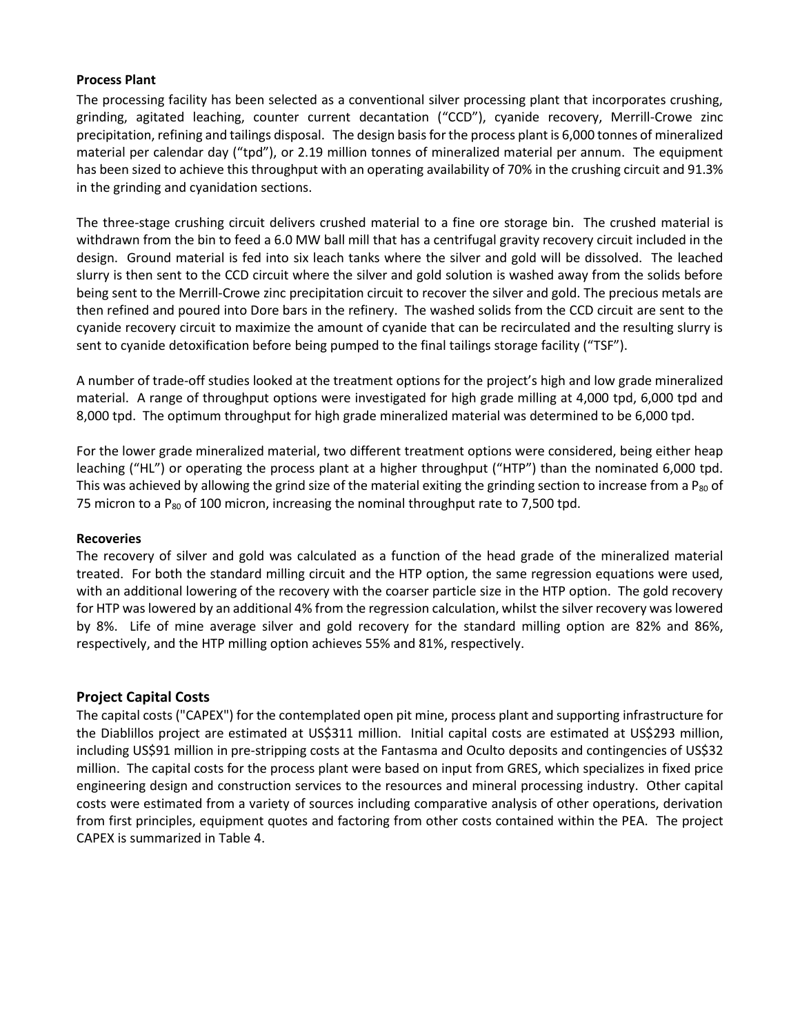**Process Plant**

The processing facility has been selected as a conventional silver processing plant that incorporates crushing, grinding, agitated leaching, counter current decantation ("CCD"), cyanide recovery, Merrill-Crowe zinc precipitation, refining and tailings disposal. The design basis for the process plant is 6,000 tonnes of mineralized material per calendar day ("tpd"), or 2.19 million tonnes of mineralized material per annum. The equipment has been sized to achieve this throughput with an operating availability of 70% in the crushing circuit and 91.3% in the grinding and cyanidation sections.

The three-stage crushing circuit delivers crushed material to a fine ore storage bin. The crushed material is withdrawn from the bin to feed a 6.0 MW ball mill that has a centrifugal gravity recovery circuit included in the design. Ground material is fed into six leach tanks where the silver and gold will be dissolved. The leached slurry is then sent to the CCD circuit where the silver and gold solution is washed away from the solids before being sent to the Merrill-Crowe zinc precipitation circuit to recover the silver and gold. The precious metals are then refined and poured into Dore bars in the refinery. The washed solids from the CCD circuit are sent to the cyanide recovery circuit to maximize the amount of cyanide that can be recirculated and the resulting slurry is sent to cyanide detoxification before being pumped to the final tailings storage facility ("TSF").

A number of trade-off studies looked at the treatment options for the project's high and low grade mineralized material. A range of throughput options were investigated for high grade milling at 4,000 tpd, 6,000 tpd and 8,000 tpd. The optimum throughput for high grade mineralized material was determined to be 6,000 tpd.

For the lower grade mineralized material, two different treatment options were considered, being either heap leaching ("HL") or operating the process plant at a higher throughput ("HTP") than the nominated 6,000 tpd. This was achieved by allowing the grind size of the material exiting the grinding section to increase from a $P_{80}$ of 75 micron to a $P_{80}$ of 100 micron, increasing the nominal throughput rate to 7,500 tpd.

**Recoveries**

The recovery of silver and gold was calculated as a function of the head grade of the mineralized material treated. For both the standard milling circuit and the HTP option, the same regression equations were used, with an additional lowering of the recovery with the coarser particle size in the HTP option. The gold recovery for HTP was lowered by an additional 4% from the regression calculation, whilst the silver recovery was lowered by 8%. Life of mine average silver and gold recovery for the standard milling option are 82% and 86%, respectively, and the HTP milling option achieves 55% and 81%, respectively.

## Project Capital Costs

The capital costs ("CAPEX") for the contemplated open pit mine, process plant and supporting infrastructure for the Diablillos project are estimated at US$311 million. Initial capital costs are estimated at US$293 million, including US$91 million in pre-stripping costs at the Fantasma and Oculto deposits and contingencies of US$32 million. The capital costs for the process plant were based on input from GRES, which specializes in fixed price engineering design and construction services to the resources and mineral processing industry. Other capital costs were estimated from a variety of sources including comparative analysis of other operations, derivation from first principles, equipment quotes and factoring from other costs contained within the PEA. The project CAPEX is summarized in Table 4.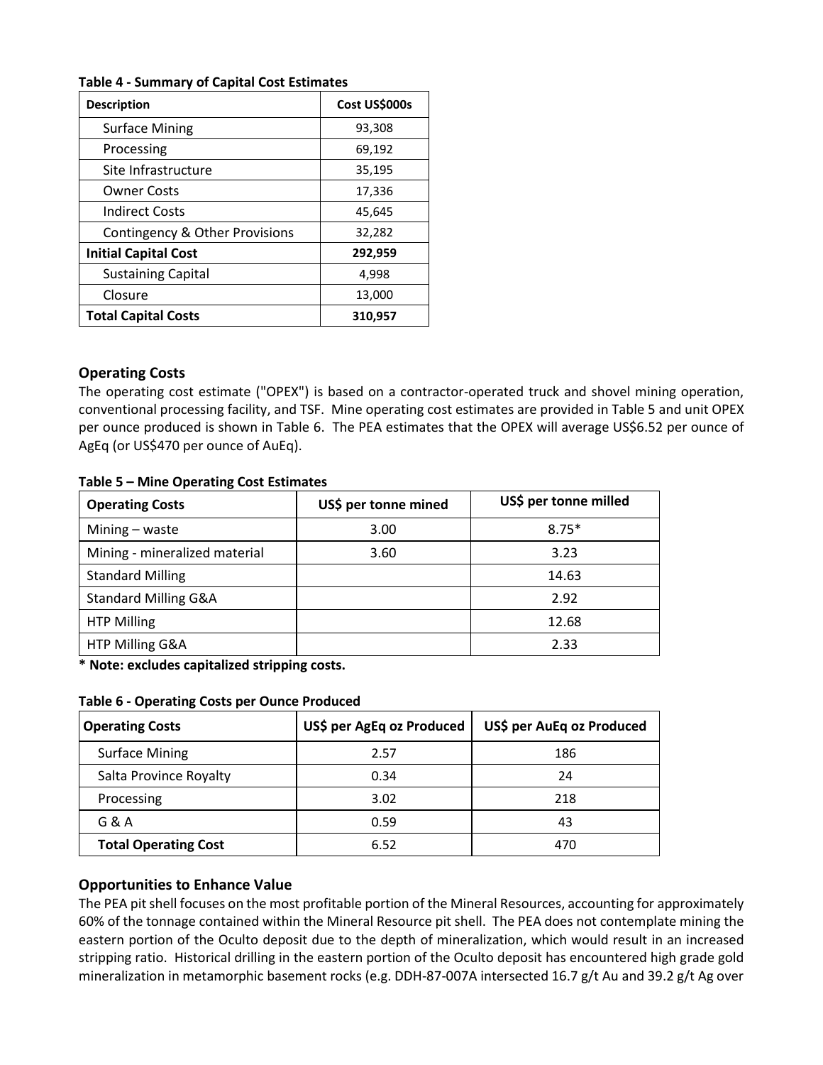**Table 4 - Summary of Capital Cost Estimates**

| Description | Cost US$000s |
|---|---|
| Surface Mining | 93,308 |
| Processing | 69,192 |
| Site Infrastructure | 35,195 |
| Owner Costs | 17,336 |
| Indirect Costs | 45,645 |
| Contingency & Other Provisions | 32,282 |
| **Initial Capital Cost** | **292,959** |
| Sustaining Capital | 4,998 |
| Closure | 13,000 |
| **Total Capital Costs** | **310,957** |

## Operating Costs

The operating cost estimate ("OPEX") is based on a contractor-operated truck and shovel mining operation, conventional processing facility, and TSF. Mine operating cost estimates are provided in Table 5 and unit OPEX per ounce produced is shown in Table 6. The PEA estimates that the OPEX will average US$6.52 per ounce of AgEq (or US$470 per ounce of AuEq).

**Table 5 – Mine Operating Cost Estimates**

| Operating Costs | US$ per tonne mined | US$ per tonne milled |
|---|---|---|
| Mining – waste | 3.00 | 8.75* |
| Mining - mineralized material | 3.60 | 3.23 |
| Standard Milling | | 14.63 |
| Standard Milling G&A | | 2.92 |
| HTP Milling | | 12.68 |
| HTP Milling G&A | | 2.33 |

**\* Note: excludes capitalized stripping costs.**

**Table 6 - Operating Costs per Ounce Produced**

| Operating Costs | US$ per AgEq oz Produced | US$ per AuEq oz Produced |
|---|---|---|
| Surface Mining | 2.57 | 186 |
| Salta Province Royalty | 0.34 | 24 |
| Processing | 3.02 | 218 |
| G & A | 0.59 | 43 |
| **Total Operating Cost** | 6.52 | 470 |

## Opportunities to Enhance Value

The PEA pit shell focuses on the most profitable portion of the Mineral Resources, accounting for approximately 60% of the tonnage contained within the Mineral Resource pit shell. The PEA does not contemplate mining the eastern portion of the Oculto deposit due to the depth of mineralization, which would result in an increased stripping ratio. Historical drilling in the eastern portion of the Oculto deposit has encountered high grade gold mineralization in metamorphic basement rocks (e.g. DDH-87-007A intersected 16.7 g/t Au and 39.2 g/t Ag over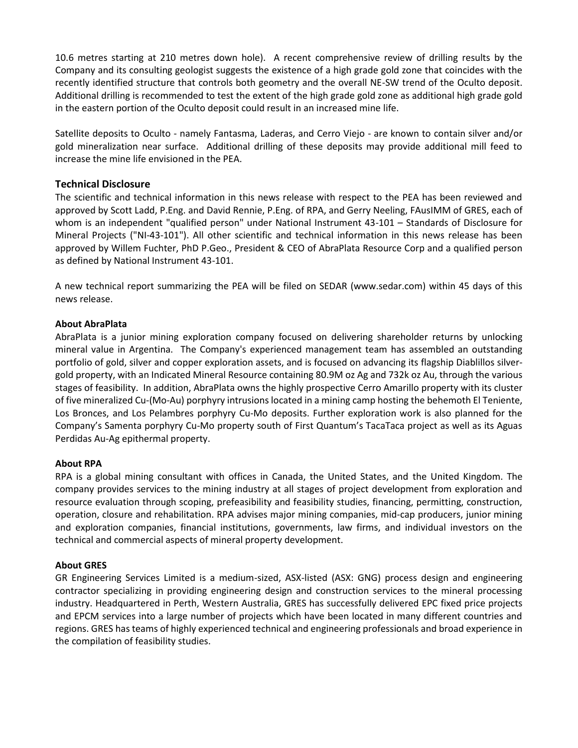10.6 metres starting at 210 metres down hole). A recent comprehensive review of drilling results by the Company and its consulting geologist suggests the existence of a high grade gold zone that coincides with the recently identified structure that controls both geometry and the overall NE-SW trend of the Oculto deposit. Additional drilling is recommended to test the extent of the high grade gold zone as additional high grade gold in the eastern portion of the Oculto deposit could result in an increased mine life.

Satellite deposits to Oculto - namely Fantasma, Laderas, and Cerro Viejo - are known to contain silver and/or gold mineralization near surface. Additional drilling of these deposits may provide additional mill feed to increase the mine life envisioned in the PEA.

## Technical Disclosure

The scientific and technical information in this news release with respect to the PEA has been reviewed and approved by Scott Ladd, P.Eng. and David Rennie, P.Eng. of RPA, and Gerry Neeling, FAusIMM of GRES, each of whom is an independent "qualified person" under National Instrument 43-101 – Standards of Disclosure for Mineral Projects ("NI-43-101"). All other scientific and technical information in this news release has been approved by Willem Fuchter, PhD P.Geo., President & CEO of AbraPlata Resource Corp and a qualified person as defined by National Instrument 43-101.

A new technical report summarizing the PEA will be filed on SEDAR (www.sedar.com) within 45 days of this news release.

### About AbraPlata

AbraPlata is a junior mining exploration company focused on delivering shareholder returns by unlocking mineral value in Argentina. The Company's experienced management team has assembled an outstanding portfolio of gold, silver and copper exploration assets, and is focused on advancing its flagship Diablillos silver-gold property, with an Indicated Mineral Resource containing 80.9M oz Ag and 732k oz Au, through the various stages of feasibility. In addition, AbraPlata owns the highly prospective Cerro Amarillo property with its cluster of five mineralized Cu-(Mo-Au) porphyry intrusions located in a mining camp hosting the behemoth El Teniente, Los Bronces, and Los Pelambres porphyry Cu-Mo deposits. Further exploration work is also planned for the Company's Samenta porphyry Cu-Mo property south of First Quantum's TacaTaca project as well as its Aguas Perdidas Au-Ag epithermal property.

### About RPA

RPA is a global mining consultant with offices in Canada, the United States, and the United Kingdom. The company provides services to the mining industry at all stages of project development from exploration and resource evaluation through scoping, prefeasibility and feasibility studies, financing, permitting, construction, operation, closure and rehabilitation. RPA advises major mining companies, mid-cap producers, junior mining and exploration companies, financial institutions, governments, law firms, and individual investors on the technical and commercial aspects of mineral property development.

### About GRES

GR Engineering Services Limited is a medium-sized, ASX-listed (ASX: GNG) process design and engineering contractor specializing in providing engineering design and construction services to the mineral processing industry. Headquartered in Perth, Western Australia, GRES has successfully delivered EPC fixed price projects and EPCM services into a large number of projects which have been located in many different countries and regions. GRES has teams of highly experienced technical and engineering professionals and broad experience in the compilation of feasibility studies.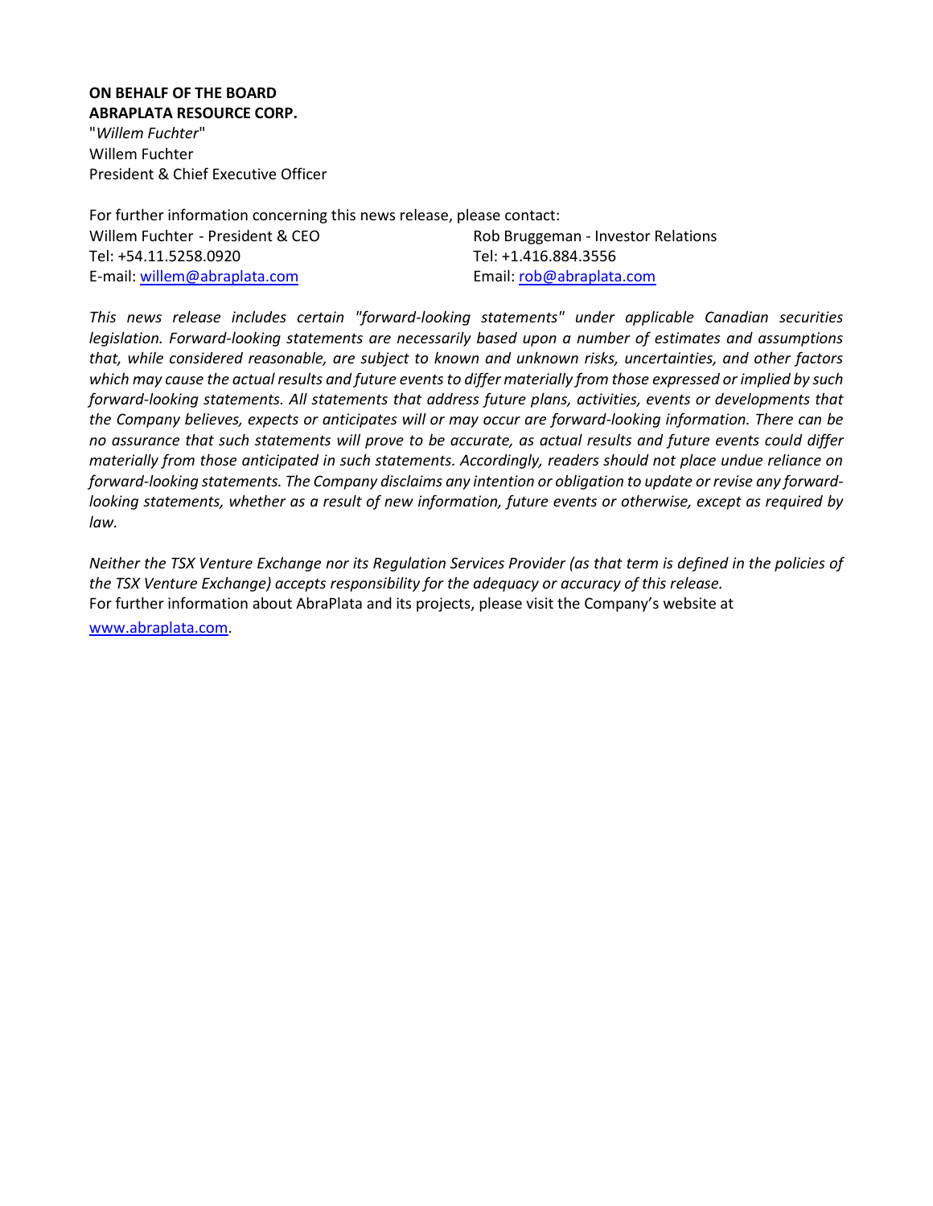**ON BEHALF OF THE BOARD**
**ABRAPLATA RESOURCE CORP.**
"*Willem Fuchter*"
Willem Fuchter
President & Chief Executive Officer

For further information concerning this news release, please contact:

Willem Fuchter - President & CEO
Tel: +54.11.5258.0920
E-mail: willem@abraplata.com

Rob Bruggeman - Investor Relations
Tel: +1.416.884.3556
Email: rob@abraplata.com

*This news release includes certain "forward-looking statements" under applicable Canadian securities legislation. Forward-looking statements are necessarily based upon a number of estimates and assumptions that, while considered reasonable, are subject to known and unknown risks, uncertainties, and other factors which may cause the actual results and future events to differ materially from those expressed or implied by such forward-looking statements. All statements that address future plans, activities, events or developments that the Company believes, expects or anticipates will or may occur are forward-looking information. There can be no assurance that such statements will prove to be accurate, as actual results and future events could differ materially from those anticipated in such statements. Accordingly, readers should not place undue reliance on forward-looking statements. The Company disclaims any intention or obligation to update or revise any forward-looking statements, whether as a result of new information, future events or otherwise, except as required by law.*

*Neither the TSX Venture Exchange nor its Regulation Services Provider (as that term is defined in the policies of the TSX Venture Exchange) accepts responsibility for the adequacy or accuracy of this release.*
For further information about AbraPlata and its projects, please visit the Company's website at www.abraplata.com.